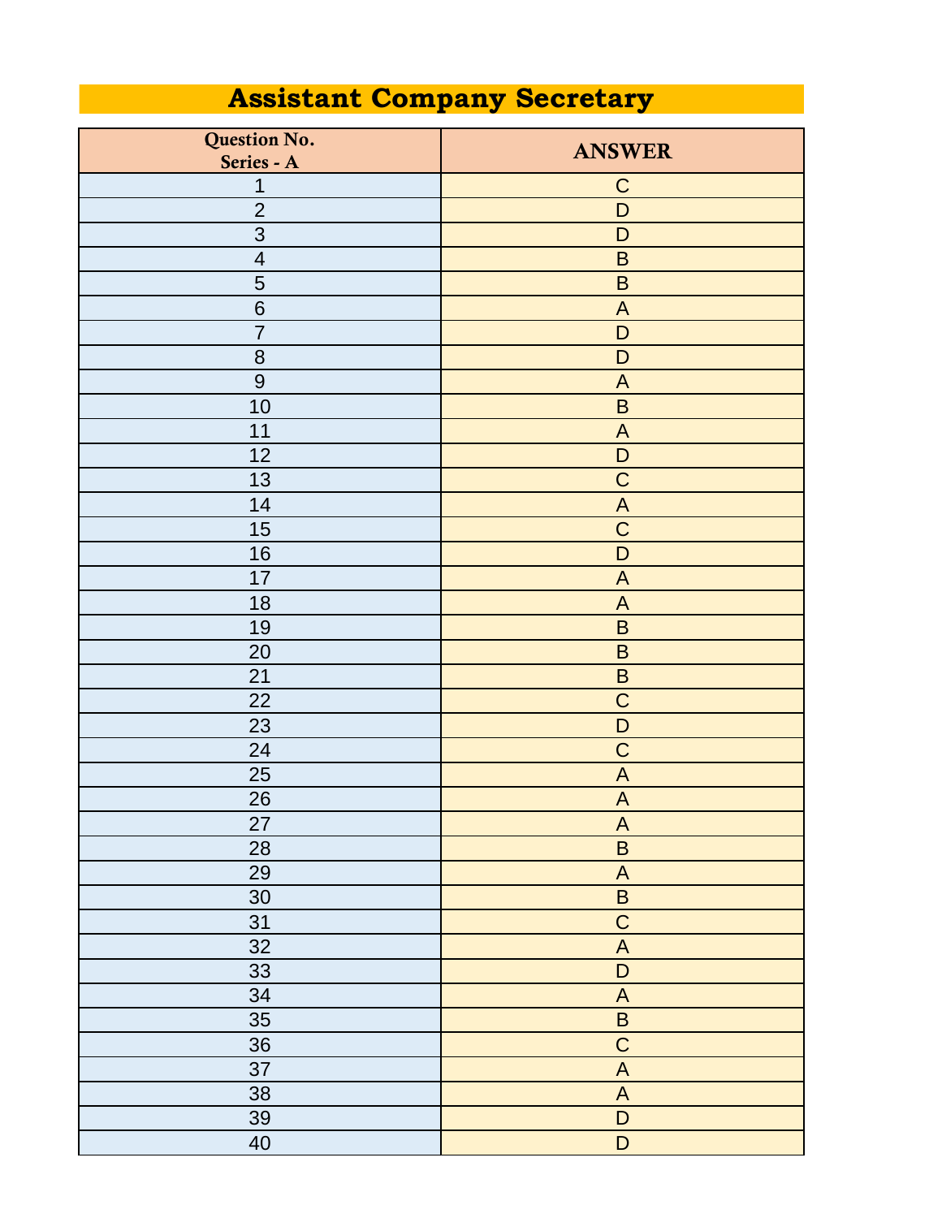# Assistant Company Secretary

| Question No. Series - A | ANSWER |
|---|---|
| 1 | C |
| 2 | D |
| 3 | D |
| 4 | B |
| 5 | B |
| 6 | A |
| 7 | D |
| 8 | D |
| 9 | A |
| 10 | B |
| 11 | A |
| 12 | D |
| 13 | C |
| 14 | A |
| 15 | C |
| 16 | D |
| 17 | A |
| 18 | A |
| 19 | B |
| 20 | B |
| 21 | B |
| 22 | C |
| 23 | D |
| 24 | C |
| 25 | A |
| 26 | A |
| 27 | A |
| 28 | B |
| 29 | A |
| 30 | B |
| 31 | C |
| 32 | A |
| 33 | D |
| 34 | A |
| 35 | B |
| 36 | C |
| 37 | A |
| 38 | A |
| 39 | D |
| 40 | D |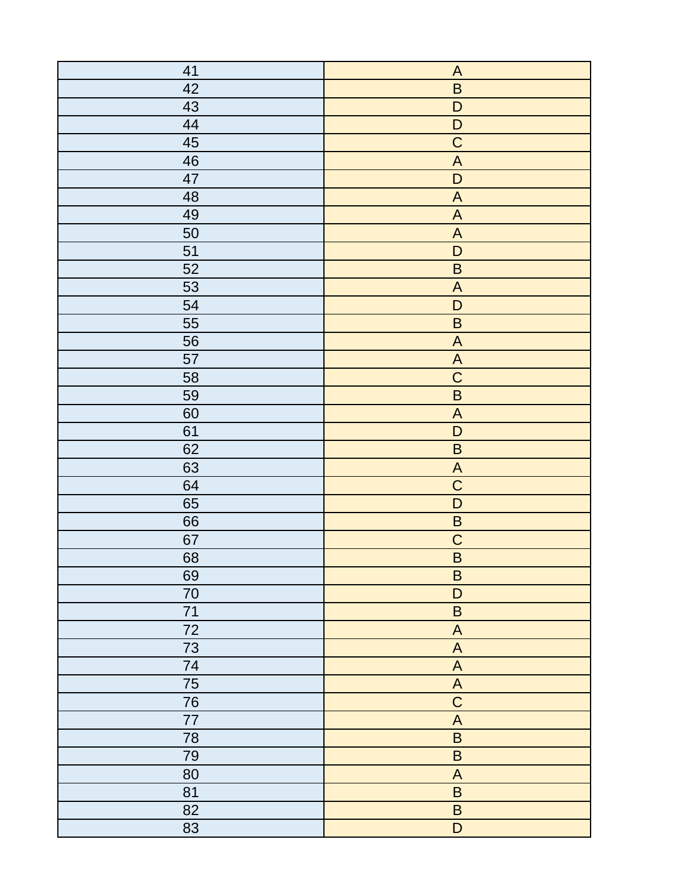| 41 | A |
|---|---|
| 42 | B |
| 43 | D |
| 44 | D |
| 45 | C |
| 46 | A |
| 47 | D |
| 48 | A |
| 49 | A |
| 50 | A |
| 51 | D |
| 52 | B |
| 53 | A |
| 54 | D |
| 55 | B |
| 56 | A |
| 57 | A |
| 58 | C |
| 59 | B |
| 60 | A |
| 61 | D |
| 62 | B |
| 63 | A |
| 64 | C |
| 65 | D |
| 66 | B |
| 67 | C |
| 68 | B |
| 69 | B |
| 70 | D |
| 71 | B |
| 72 | A |
| 73 | A |
| 74 | A |
| 75 | A |
| 76 | C |
| 77 | A |
| 78 | B |
| 79 | B |
| 80 | A |
| 81 | B |
| 82 | B |
| 83 | D |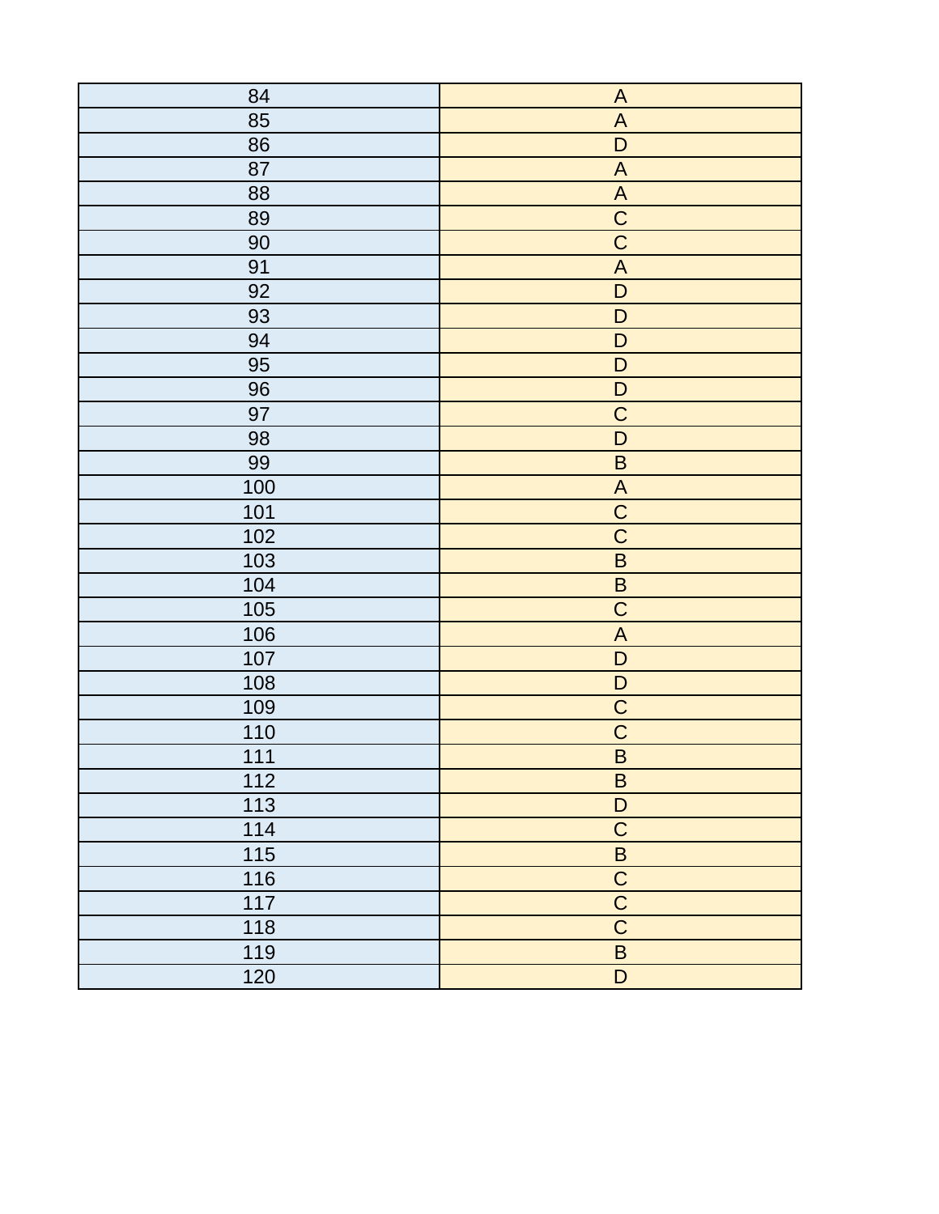| | |
|---|---|
| 84 | A |
| 85 | A |
| 86 | D |
| 87 | A |
| 88 | A |
| 89 | C |
| 90 | C |
| 91 | A |
| 92 | D |
| 93 | D |
| 94 | D |
| 95 | D |
| 96 | D |
| 97 | C |
| 98 | D |
| 99 | B |
| 100 | A |
| 101 | C |
| 102 | C |
| 103 | B |
| 104 | B |
| 105 | C |
| 106 | A |
| 107 | D |
| 108 | D |
| 109 | C |
| 110 | C |
| 111 | B |
| 112 | B |
| 113 | D |
| 114 | C |
| 115 | B |
| 116 | C |
| 117 | C |
| 118 | C |
| 119 | B |
| 120 | D |